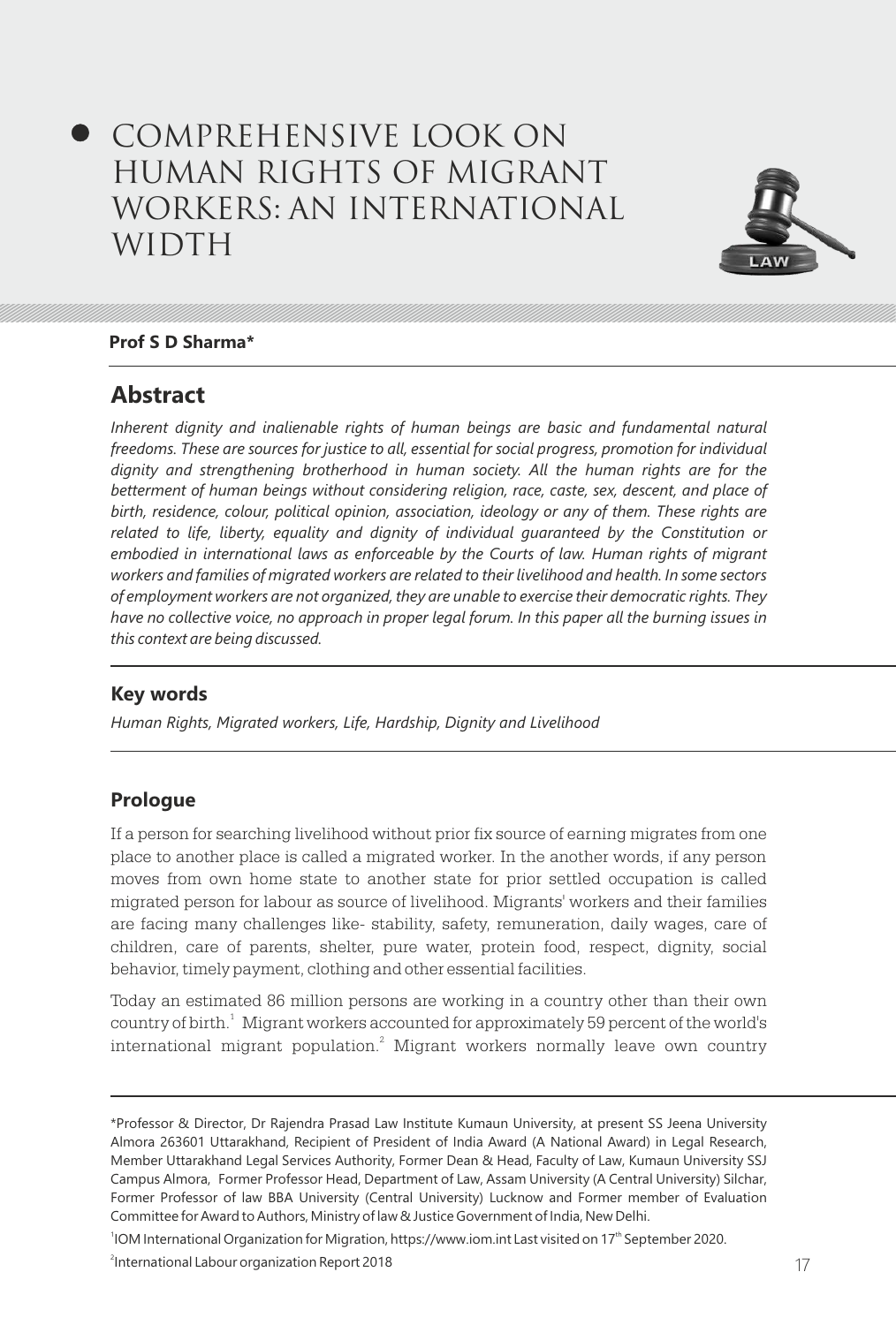# COMPREHENSIVE LOOK ON HUMAN RIGHTS OF MIGRANT WORKERS: AN INTERNATIONAL WIDTH

**Prof S D Sharma***

## Abstract

*Inherent dignity and inalienable rights of human beings are basic and fundamental natural freedoms. These are sources for justice to all, essential for social progress, promotion for individual dignity and strengthening brotherhood in human society. All the human rights are for the betterment of human beings without considering religion, race, caste, sex, descent, and place of birth, residence, colour, political opinion, association, ideology or any of them. These rights are related to life, liberty, equality and dignity of individual guaranteed by the Constitution or embodied in international laws as enforceable by the Courts of law. Human rights of migrant workers and families of migrated workers are related to their livelihood and health. In some sectors of employment workers are not organized, they are unable to exercise their democratic rights. They have no collective voice, no approach in proper legal forum. In this paper all the burning issues in this context are being discussed.*

## Key words

*Human Rights, Migrated workers, Life, Hardship, Dignity and Livelihood*

## Prologue

If a person for searching livelihood without prior fix source of earning migrates from one place to another place is called a migrated worker. In the another words, if any person moves from own home state to another state for prior settled occupation is called migrated person for labour as source of livelihood. Migrants' workers and their families are facing many challenges like- stability, safety, remuneration, daily wages, care of children, care of parents, shelter, pure water, protein food, respect, dignity, social behavior, timely payment, clothing and other essential facilities.

Today an estimated 86 million persons are working in a country other than their own country of birth.[1] Migrant workers accounted for approximately 59 percent of the world's international migrant population.[2] Migrant workers normally leave own country

---

*Professor & Director, Dr Rajendra Prasad Law Institute Kumaun University, at present SS Jeena University Almora 263601 Uttarakhand, Recipient of President of India Award (A National Award) in Legal Research, Member Uttarakhand Legal Services Authority, Former Dean & Head, Faculty of Law, Kumaun University SSJ Campus Almora, Former Professor Head, Department of Law, Assam University (A Central University) Silchar, Former Professor of law BBA University (Central University) Lucknow and Former member of Evaluation Committee for Award to Authors, Ministry of law & Justice Government of India, New Delhi.

[1] IOM International Organization for Migration, https://www.iom.int Last visited on 17th September 2020.

[2] International Labour organization Report 2018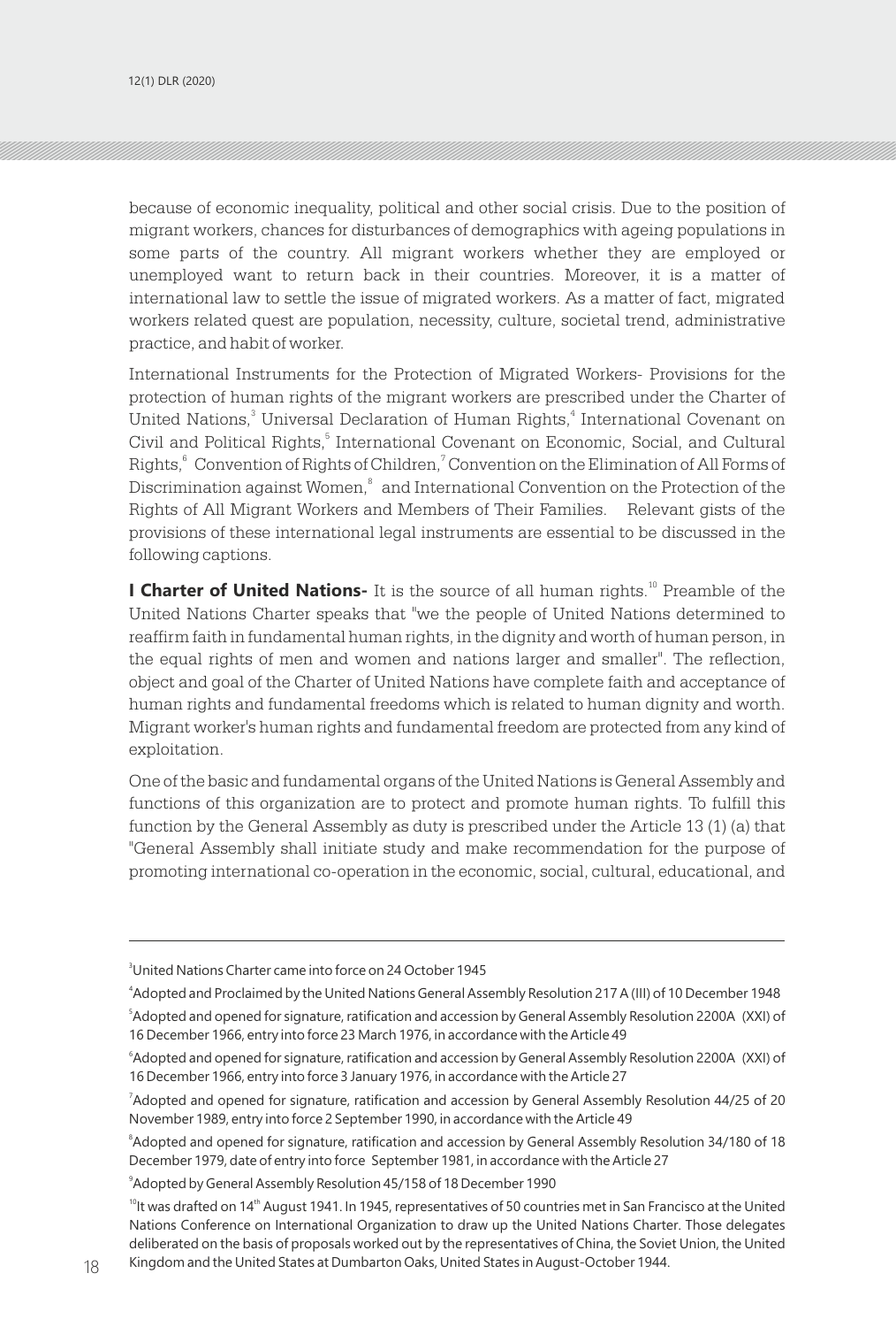because of economic inequality, political and other social crisis. Due to the position of migrant workers, chances for disturbances of demographics with ageing populations in some parts of the country. All migrant workers whether they are employed or unemployed want to return back in their countries. Moreover, it is a matter of international law to settle the issue of migrated workers. As a matter of fact, migrated workers related quest are population, necessity, culture, societal trend, administrative practice, and habit of worker.

International Instruments for the Protection of Migrated Workers- Provisions for the protection of human rights of the migrant workers are prescribed under the Charter of United Nations,[3] Universal Declaration of Human Rights,[4] International Covenant on Civil and Political Rights,[5] International Covenant on Economic, Social, and Cultural Rights,[6] Convention of Rights of Children,[7] Convention on the Elimination of All Forms of Discrimination against Women,[8] and International Convention on the Protection of the Rights of All Migrant Workers and Members of Their Families. Relevant gists of the provisions of these international legal instruments are essential to be discussed in the following captions.

**I Charter of United Nations-** It is the source of all human rights.[10] Preamble of the United Nations Charter speaks that "we the people of United Nations determined to reaffirm faith in fundamental human rights, in the dignity and worth of human person, in the equal rights of men and women and nations larger and smaller". The reflection, object and goal of the Charter of United Nations have complete faith and acceptance of human rights and fundamental freedoms which is related to human dignity and worth. Migrant worker's human rights and fundamental freedom are protected from any kind of exploitation.

One of the basic and fundamental organs of the United Nations is General Assembly and functions of this organization are to protect and promote human rights. To fulfill this function by the General Assembly as duty is prescribed under the Article 13 (1) (a) that "General Assembly shall initiate study and make recommendation for the purpose of promoting international co-operation in the economic, social, cultural, educational, and

---

[3] United Nations Charter came into force on 24 October 1945

[4] Adopted and Proclaimed by the United Nations General Assembly Resolution 217 A (III) of 10 December 1948

[5] Adopted and opened for signature, ratification and accession by General Assembly Resolution 2200A (XXI) of 16 December 1966, entry into force 23 March 1976, in accordance with the Article 49

[6] Adopted and opened for signature, ratification and accession by General Assembly Resolution 2200A (XXI) of 16 December 1966, entry into force 3 January 1976, in accordance with the Article 27

[7] Adopted and opened for signature, ratification and accession by General Assembly Resolution 44/25 of 20 November 1989, entry into force 2 September 1990, in accordance with the Article 49

[8] Adopted and opened for signature, ratification and accession by General Assembly Resolution 34/180 of 18 December 1979, date of entry into force September 1981, in accordance with the Article 27

[9] Adopted by General Assembly Resolution 45/158 of 18 December 1990

[10] It was drafted on 14th August 1941. In 1945, representatives of 50 countries met in San Francisco at the United Nations Conference on International Organization to draw up the United Nations Charter. Those delegates deliberated on the basis of proposals worked out by the representatives of China, the Soviet Union, the United Kingdom and the United States at Dumbarton Oaks, United States in August-October 1944.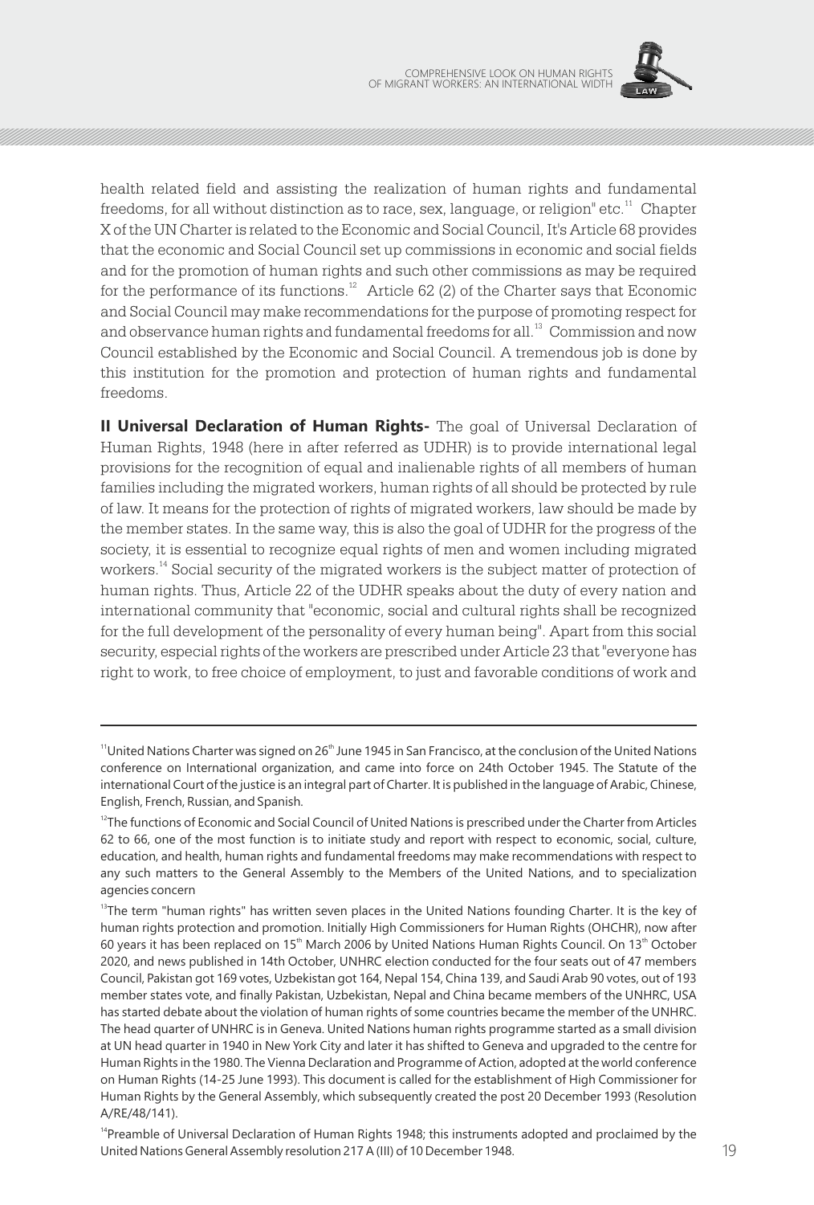health related field and assisting the realization of human rights and fundamental freedoms, for all without distinction as to race, sex, language, or religion" etc.[11] Chapter X of the UN Charter is related to the Economic and Social Council, It's Article 68 provides that the economic and Social Council set up commissions in economic and social fields and for the promotion of human rights and such other commissions as may be required for the performance of its functions.[12] Article 62 (2) of the Charter says that Economic and Social Council may make recommendations for the purpose of promoting respect for and observance human rights and fundamental freedoms for all.[13] Commission and now Council established by the Economic and Social Council. A tremendous job is done by this institution for the promotion and protection of human rights and fundamental freedoms.

**II Universal Declaration of Human Rights-** The goal of Universal Declaration of Human Rights, 1948 (here in after referred as UDHR) is to provide international legal provisions for the recognition of equal and inalienable rights of all members of human families including the migrated workers, human rights of all should be protected by rule of law. It means for the protection of rights of migrated workers, law should be made by the member states. In the same way, this is also the goal of UDHR for the progress of the society, it is essential to recognize equal rights of men and women including migrated workers.[14] Social security of the migrated workers is the subject matter of protection of human rights. Thus, Article 22 of the UDHR speaks about the duty of every nation and international community that "economic, social and cultural rights shall be recognized for the full development of the personality of every human being". Apart from this social security, especial rights of the workers are prescribed under Article 23 that "everyone has right to work, to free choice of employment, to just and favorable conditions of work and

---

[11]United Nations Charter was signed on 26th June 1945 in San Francisco, at the conclusion of the United Nations conference on International organization, and came into force on 24th October 1945. The Statute of the international Court of the justice is an integral part of Charter. It is published in the language of Arabic, Chinese, English, French, Russian, and Spanish.

[12]The functions of Economic and Social Council of United Nations is prescribed under the Charter from Articles 62 to 66, one of the most function is to initiate study and report with respect to economic, social, culture, education, and health, human rights and fundamental freedoms may make recommendations with respect to any such matters to the General Assembly to the Members of the United Nations, and to specialization agencies concern

[13]The term "human rights" has written seven places in the United Nations founding Charter. It is the key of human rights protection and promotion. Initially High Commissioners for Human Rights (OHCHR), now after 60 years it has been replaced on 15th March 2006 by United Nations Human Rights Council. On 13th October 2020, and news published in 14th October, UNHRC election conducted for the four seats out of 47 members Council, Pakistan got 169 votes, Uzbekistan got 164, Nepal 154, China 139, and Saudi Arab 90 votes, out of 193 member states vote, and finally Pakistan, Uzbekistan, Nepal and China became members of the UNHRC, USA has started debate about the violation of human rights of some countries became the member of the UNHRC. The head quarter of UNHRC is in Geneva. United Nations human rights programme started as a small division at UN head quarter in 1940 in New York City and later it has shifted to Geneva and upgraded to the centre for Human Rights in the 1980. The Vienna Declaration and Programme of Action, adopted at the world conference on Human Rights (14-25 June 1993). This document is called for the establishment of High Commissioner for Human Rights by the General Assembly, which subsequently created the post 20 December 1993 (Resolution A/RE/48/141).

[14]Preamble of Universal Declaration of Human Rights 1948; this instruments adopted and proclaimed by the United Nations General Assembly resolution 217 A (III) of 10 December 1948.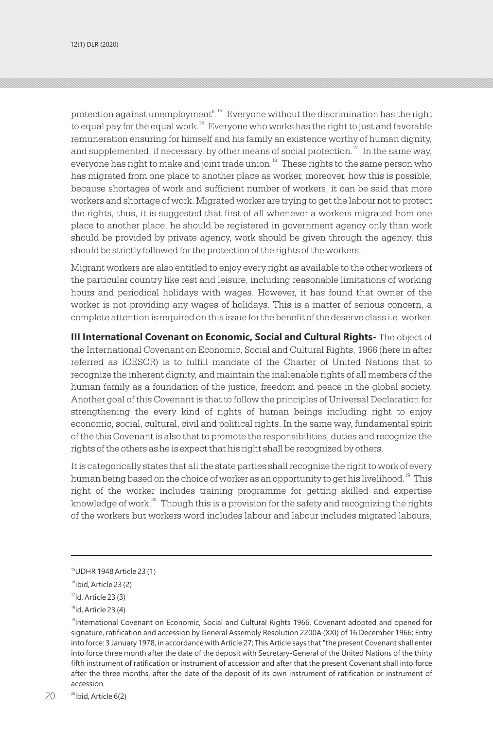protection against unemployment".[15] Everyone without the discrimination has the right to equal pay for the equal work.[16] Everyone who works has the right to just and favorable remuneration ensuring for himself and his family an existence worthy of human dignity, and supplemented, if necessary, by other means of social protection.[17] In the same way, everyone has right to make and joint trade union.[18] These rights to the same person who has migrated from one place to another place as worker, moreover, how this is possible, because shortages of work and sufficient number of workers, it can be said that more workers and shortage of work. Migrated worker are trying to get the labour not to protect the rights, thus, it is suggested that first of all whenever a workers migrated from one place to another place, he should be registered in government agency only than work should be provided by private agency, work should be given through the agency, this should be strictly followed for the protection of the rights of the workers.

Migrant workers are also entitled to enjoy every right as available to the other workers of the particular country like rest and leisure, including reasonable limitations of working hours and periodical holidays with wages. However, it has found that owner of the worker is not providing any wages of holidays. This is a matter of serious concern, a complete attention is required on this issue for the benefit of the deserve class i.e. worker.

**III International Covenant on Economic, Social and Cultural Rights-** The object of the International Covenant on Economic, Social and Cultural Rights, 1966 (here in after referred as ICESCR) is to fulfill mandate of the Charter of United Nations that to recognize the inherent dignity, and maintain the inalienable rights of all members of the human family as a foundation of the justice, freedom and peace in the global society. Another goal of this Covenant is that to follow the principles of Universal Declaration for strengthening the every kind of rights of human beings including right to enjoy economic, social, cultural, civil and political rights. In the same way, fundamental spirit of the this Covenant is also that to promote the responsibilities, duties and recognize the rights of the others as he is expect that his right shall be recognized by others.

It is categorically states that all the state parties shall recognize the right to work of every human being based on the choice of worker as an opportunity to get his livelihood.[19] This right of the worker includes training programme for getting skilled and expertise knowledge of work.[20] Though this is a provision for the safety and recognizing the rights of the workers but workers word includes labour and labour includes migrated labours,

---

[15] UDHR 1948 Article 23 (1)

[16] Ibid, Article 23 (2)

[17] Id, Article 23 (3)

[18] Id, Article 23 (4)

[19] International Covenant on Economic, Social and Cultural Rights 1966, Covenant adopted and opened for signature, ratification and accession by General Assembly Resolution 2200A (XXI) of 16 December 1966; Entry into force: 3 January 1978, in accordance with Article 27; This Article says that "the present Covenant shall enter into force three month after the date of the deposit with Secretary-General of the United Nations of the thirty fifth instrument of ratification or instrument of accession and after that the present Covenant shall into force after the three months, after the date of the deposit of its own instrument of ratification or instrument of accession.

[20] Ibid, Article 6(2)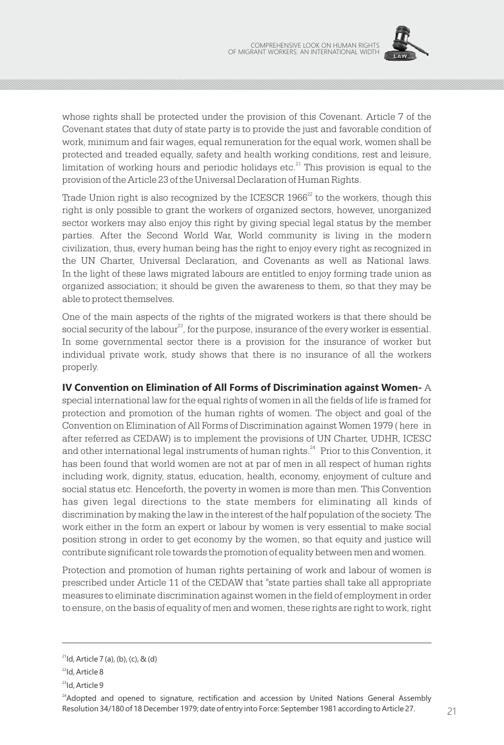whose rights shall be protected under the provision of this Covenant. Article 7 of the Covenant states that duty of state party is to provide the just and favorable condition of work, minimum and fair wages, equal remuneration for the equal work, women shall be protected and treaded equally, safety and health working conditions, rest and leisure, limitation of working hours and periodic holidays etc.[21] This provision is equal to the provision of the Article 23 of the Universal Declaration of Human Rights.

Trade Union right is also recognized by the ICESCR 1966[22] to the workers, though this right is only possible to grant the workers of organized sectors, however, unorganized sector workers may also enjoy this right by giving special legal status by the member parties. After the Second World War, World community is living in the modern civilization, thus, every human being has the right to enjoy every right as recognized in the UN Charter, Universal Declaration, and Covenants as well as National laws. In the light of these laws migrated labours are entitled to enjoy forming trade union as organized association; it should be given the awareness to them, so that they may be able to protect themselves.

One of the main aspects of the rights of the migrated workers is that there should be social security of the labour[23], for the purpose, insurance of the every worker is essential. In some governmental sector there is a provision for the insurance of worker but individual private work, study shows that there is no insurance of all the workers properly.

**IV Convention on Elimination of All Forms of Discrimination against Women-** A special international law for the equal rights of women in all the fields of life is framed for protection and promotion of the human rights of women. The object and goal of the Convention on Elimination of All Forms of Discrimination against Women 1979 ( here in after referred as CEDAW) is to implement the provisions of UN Charter, UDHR, ICESC and other international legal instruments of human rights.[24] Prior to this Convention, it has been found that world women are not at par of men in all respect of human rights including work, dignity, status, education, health, economy, enjoyment of culture and social status etc. Henceforth, the poverty in women is more than men. This Convention has given legal directions to the state members for eliminating all kinds of discrimination by making the law in the interest of the half population of the society. The work either in the form an expert or labour by women is very essential to make social position strong in order to get economy by the women, so that equity and justice will contribute significant role towards the promotion of equality between men and women.

Protection and promotion of human rights pertaining of work and labour of women is prescribed under Article 11 of the CEDAW that "state parties shall take all appropriate measures to eliminate discrimination against women in the field of employment in order to ensure, on the basis of equality of men and women, these rights are right to work, right

---

[21] Id, Article 7 (a), (b), (c), & (d)

[22] Id, Article 8

[23] Id, Article 9

[24] Adopted and opened to signature, rectification and accession by United Nations General Assembly Resolution 34/180 of 18 December 1979; date of entry into Force: September 1981 according to Article 27.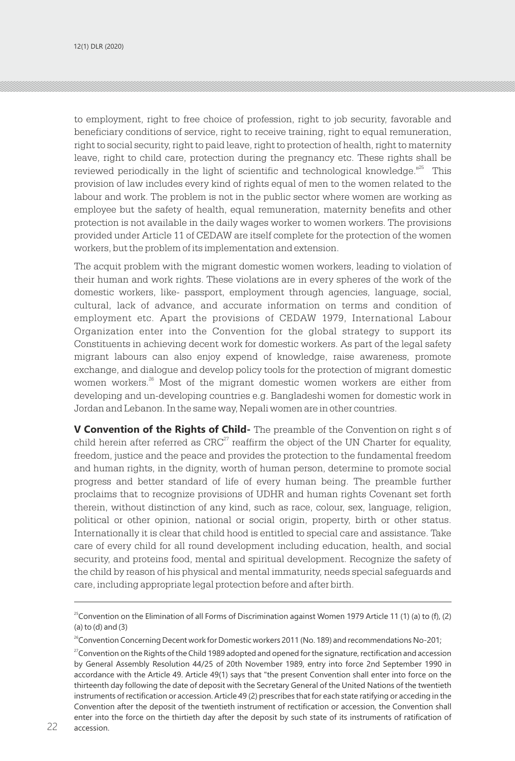to employment, right to free choice of profession, right to job security, favorable and beneficiary conditions of service, right to receive training, right to equal remuneration, right to social security, right to paid leave, right to protection of health, right to maternity leave, right to child care, protection during the pregnancy etc. These rights shall be reviewed periodically in the light of scientific and technological knowledge."[25] This provision of law includes every kind of rights equal of men to the women related to the labour and work. The problem is not in the public sector where women are working as employee but the safety of health, equal remuneration, maternity benefits and other protection is not available in the daily wages worker to women workers. The provisions provided under Article 11 of CEDAW are itself complete for the protection of the women workers, but the problem of its implementation and extension.

The acquit problem with the migrant domestic women workers, leading to violation of their human and work rights. These violations are in every spheres of the work of the domestic workers, like- passport, employment through agencies, language, social, cultural, lack of advance, and accurate information on terms and condition of employment etc. Apart the provisions of CEDAW 1979, International Labour Organization enter into the Convention for the global strategy to support its Constituents in achieving decent work for domestic workers. As part of the legal safety migrant labours can also enjoy expend of knowledge, raise awareness, promote exchange, and dialogue and develop policy tools for the protection of migrant domestic women workers.[26] Most of the migrant domestic women workers are either from developing and un-developing countries e.g. Bangladeshi women for domestic work in Jordan and Lebanon. In the same way, Nepali women are in other countries.

**V Convention of the Rights of Child-** The preamble of the Convention on right s of child herein after referred as CRC[27] reaffirm the object of the UN Charter for equality, freedom, justice and the peace and provides the protection to the fundamental freedom and human rights, in the dignity, worth of human person, determine to promote social progress and better standard of life of every human being. The preamble further proclaims that to recognize provisions of UDHR and human rights Covenant set forth therein, without distinction of any kind, such as race, colour, sex, language, religion, political or other opinion, national or social origin, property, birth or other status. Internationally it is clear that child hood is entitled to special care and assistance. Take care of every child for all round development including education, health, and social security, and proteins food, mental and spiritual development. Recognize the safety of the child by reason of his physical and mental immaturity, needs special safeguards and care, including appropriate legal protection before and after birth.

---

[25] Convention on the Elimination of all Forms of Discrimination against Women 1979 Article 11 (1) (a) to (f), (2) (a) to (d) and (3)

[26] Convention Concerning Decent work for Domestic workers 2011 (No. 189) and recommendations No-201;

[27] Convention on the Rights of the Child 1989 adopted and opened for the signature, rectification and accession by General Assembly Resolution 44/25 of 20th November 1989, entry into force 2nd September 1990 in accordance with the Article 49. Article 49(1) says that "the present Convention shall enter into force on the thirteenth day following the date of deposit with the Secretary General of the United Nations of the twentieth instruments of rectification or accession. Article 49 (2) prescribes that for each state ratifying or acceding in the Convention after the deposit of the twentieth instrument of rectification or accession, the Convention shall enter into the force on the thirtieth day after the deposit by such state of its instruments of ratification of accession.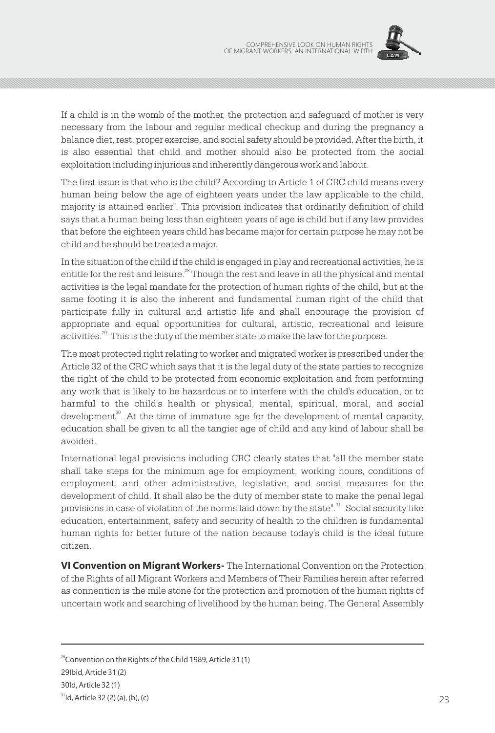If a child is in the womb of the mother, the protection and safeguard of mother is very necessary from the labour and regular medical checkup and during the pregnancy a balance diet, rest, proper exercise, and social safety should be provided. After the birth, it is also essential that child and mother should also be protected from the social exploitation including injurious and inherently dangerous work and labour.

The first issue is that who is the child? According to Article 1 of CRC child means every human being below the age of eighteen years under the law applicable to the child, majority is attained earlier". This provision indicates that ordinarily definition of child says that a human being less than eighteen years of age is child but if any law provides that before the eighteen years child has became major for certain purpose he may not be child and he should be treated a major.

In the situation of the child if the child is engaged in play and recreational activities, he is entitle for the rest and leisure.[28] Though the rest and leave in all the physical and mental activities is the legal mandate for the protection of human rights of the child, but at the same footing it is also the inherent and fundamental human right of the child that participate fully in cultural and artistic life and shall encourage the provision of appropriate and equal opportunities for cultural, artistic, recreational and leisure activities.[29] This is the duty of the member state to make the law for the purpose.

The most protected right relating to worker and migrated worker is prescribed under the Article 32 of the CRC which says that it is the legal duty of the state parties to recognize the right of the child to be protected from economic exploitation and from performing any work that is likely to be hazardous or to interfere with the child's education, or to harmful to the child's health or physical, mental, spiritual, moral, and social development[30]. At the time of immature age for the development of mental capacity, education shall be given to all the tangier age of child and any kind of labour shall be avoided.

International legal provisions including CRC clearly states that "all the member state shall take steps for the minimum age for employment, working hours, conditions of employment, and other administrative, legislative, and social measures for the development of child. It shall also be the duty of member state to make the penal legal provisions in case of violation of the norms laid down by the state".[31] Social security like education, entertainment, safety and security of health to the children is fundamental human rights for better future of the nation because today's child is the ideal future citizen.

**VI Convention on Migrant Workers-** The International Convention on the Protection of the Rights of all Migrant Workers and Members of Their Families herein after referred as connention is the mile stone for the protection and promotion of the human rights of uncertain work and searching of livelihood by the human being. The General Assembly

---

[28]Convention on the Rights of the Child 1989, Article 31 (1)

29Ibid, Article 31 (2)

30Id, Article 32 (1)

[31]Id, Article 32 (2) (a), (b), (c)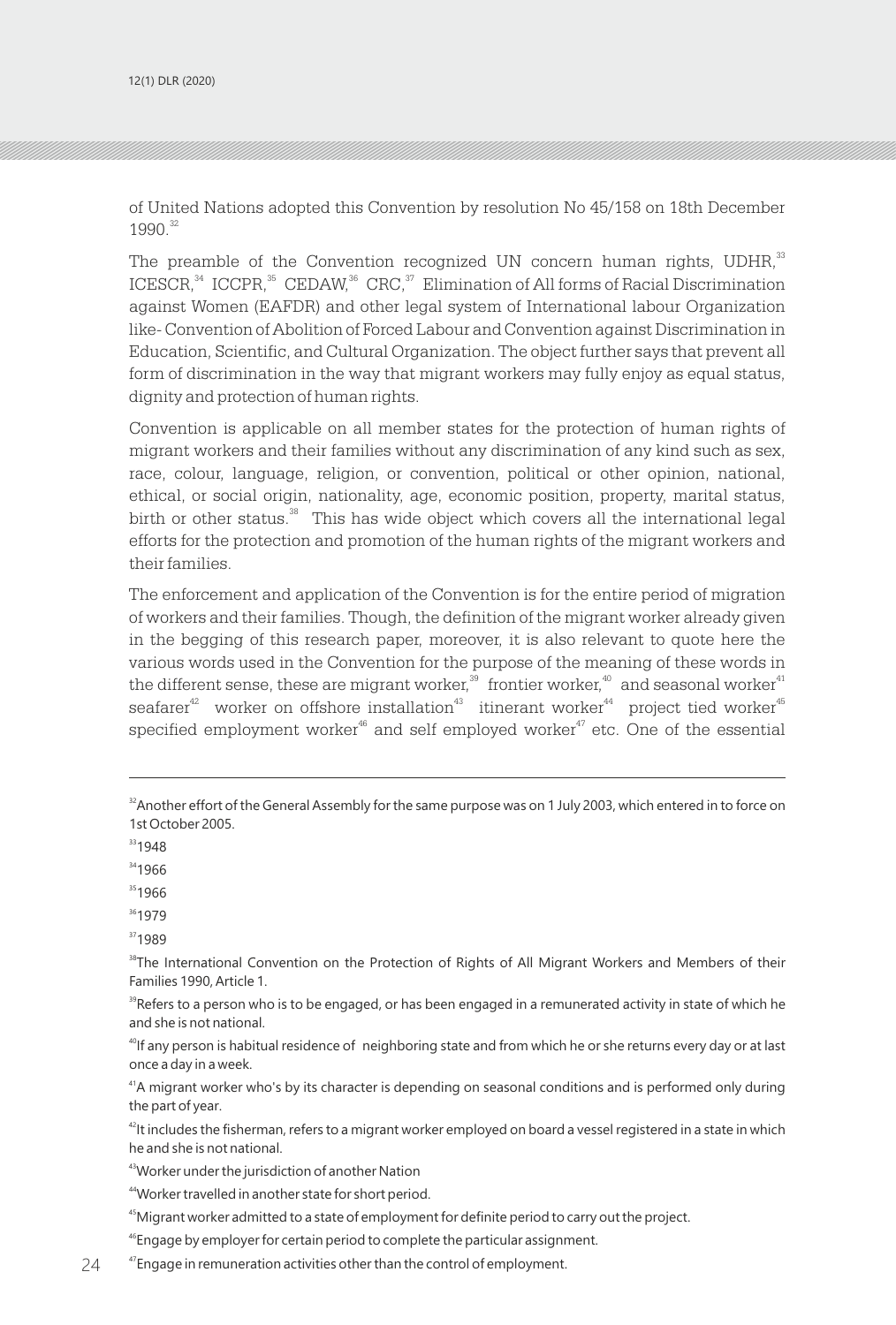of United Nations adopted this Convention by resolution No 45/158 on 18th December 1990.[32]

The preamble of the Convention recognized UN concern human rights, UDHR,[33] ICESCR,[34] ICCPR,[35] CEDAW,[36] CRC,[37] Elimination of All forms of Racial Discrimination against Women (EAFDR) and other legal system of International labour Organization like- Convention of Abolition of Forced Labour and Convention against Discrimination in Education, Scientific, and Cultural Organization. The object further says that prevent all form of discrimination in the way that migrant workers may fully enjoy as equal status, dignity and protection of human rights.

Convention is applicable on all member states for the protection of human rights of migrant workers and their families without any discrimination of any kind such as sex, race, colour, language, religion, or convention, political or other opinion, national, ethical, or social origin, nationality, age, economic position, property, marital status, birth or other status.[38] This has wide object which covers all the international legal efforts for the protection and promotion of the human rights of the migrant workers and their families.

The enforcement and application of the Convention is for the entire period of migration of workers and their families. Though, the definition of the migrant worker already given in the begging of this research paper, moreover, it is also relevant to quote here the various words used in the Convention for the purpose of the meaning of these words in the different sense, these are migrant worker,[39] frontier worker,[40] and seasonal worker[41] seafarer[42] worker on offshore installation[43] itinerant worker[44] project tied worker[45] specified employment worker[46] and self employed worker[47] etc. One of the essential

---

[32] Another effort of the General Assembly for the same purpose was on 1 July 2003, which entered in to force on 1st October 2005.

[33] 1948

[34] 1966

[35] 1966

[36] 1979

[37] 1989

[38] The International Convention on the Protection of Rights of All Migrant Workers and Members of their Families 1990, Article 1.

[39] Refers to a person who is to be engaged, or has been engaged in a remunerated activity in state of which he and she is not national.

[40] If any person is habitual residence of neighboring state and from which he or she returns every day or at last once a day in a week.

[41] A migrant worker who's by its character is depending on seasonal conditions and is performed only during the part of year.

[42] It includes the fisherman, refers to a migrant worker employed on board a vessel registered in a state in which he and she is not national.

[43] Worker under the jurisdiction of another Nation

[44] Worker travelled in another state for short period.

[45] Migrant worker admitted to a state of employment for definite period to carry out the project.

[46] Engage by employer for certain period to complete the particular assignment.

[47] Engage in remuneration activities other than the control of employment.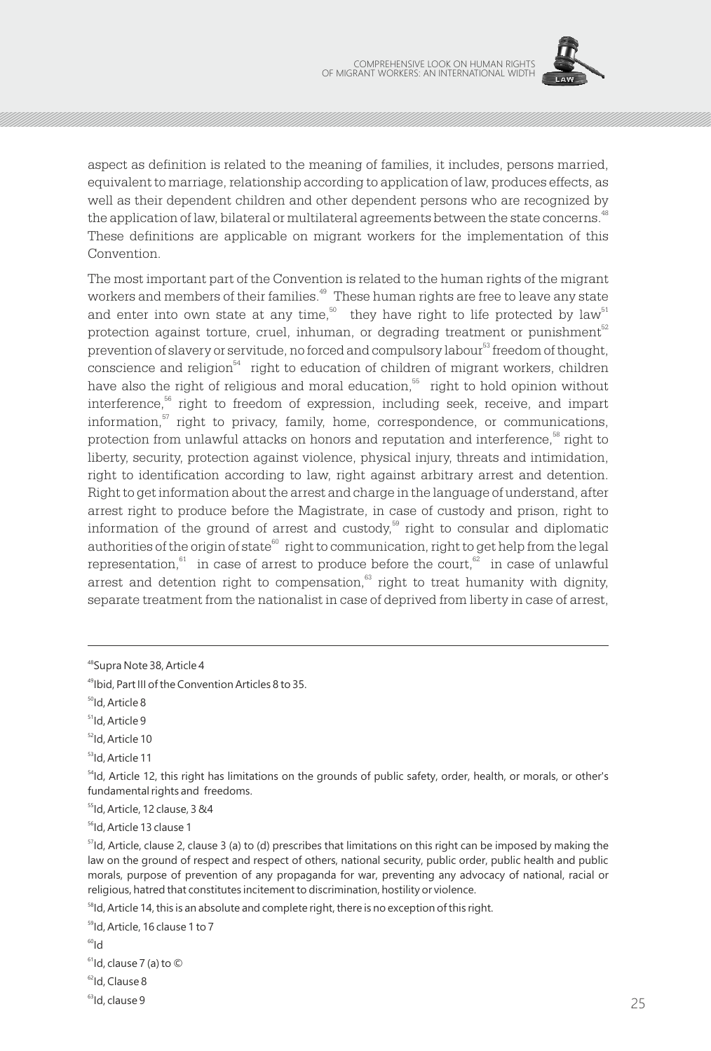aspect as definition is related to the meaning of families, it includes, persons married, equivalent to marriage, relationship according to application of law, produces effects, as well as their dependent children and other dependent persons who are recognized by the application of law, bilateral or multilateral agreements between the state concerns.[48] These definitions are applicable on migrant workers for the implementation of this Convention.

The most important part of the Convention is related to the human rights of the migrant workers and members of their families.[49] These human rights are free to leave any state and enter into own state at any time,[50] they have right to life protected by law[51] protection against torture, cruel, inhuman, or degrading treatment or punishment[52] prevention of slavery or servitude, no forced and compulsory labour[53] freedom of thought, conscience and religion[54] right to education of children of migrant workers, children have also the right of religious and moral education,[55] right to hold opinion without interference,[56] right to freedom of expression, including seek, receive, and impart information,[57] right to privacy, family, home, correspondence, or communications, protection from unlawful attacks on honors and reputation and interference,[58] right to liberty, security, protection against violence, physical injury, threats and intimidation, right to identification according to law, right against arbitrary arrest and detention. Right to get information about the arrest and charge in the language of understand, after arrest right to produce before the Magistrate, in case of custody and prison, right to information of the ground of arrest and custody,[59] right to consular and diplomatic authorities of the origin of state[60] right to communication, right to get help from the legal representation,[61] in case of arrest to produce before the court,[62] in case of unlawful arrest and detention right to compensation,[63] right to treat humanity with dignity, separate treatment from the nationalist in case of deprived from liberty in case of arrest,

---

[48] Supra Note 38, Article 4

[49] Ibid, Part III of the Convention Articles 8 to 35.

[50] Id, Article 8

[51] Id, Article 9

[52] Id, Article 10

[53] Id, Article 11

[54] Id, Article 12, this right has limitations on the grounds of public safety, order, health, or morals, or other's fundamental rights and freedoms.

[55] Id, Article, 12 clause, 3 &4

[56] Id, Article 13 clause 1

[57] Id, Article, clause 2, clause 3 (a) to (d) prescribes that limitations on this right can be imposed by making the law on the ground of respect and respect of others, national security, public order, public health and public morals, purpose of prevention of any propaganda for war, preventing any advocacy of national, racial or religious, hatred that constitutes incitement to discrimination, hostility or violence.

[58] Id, Article 14, this is an absolute and complete right, there is no exception of this right.

[59] Id, Article, 16 clause 1 to 7

[60] Id

[61] Id, clause 7 (a) to ©

[62] Id, Clause 8

[63] Id, clause 9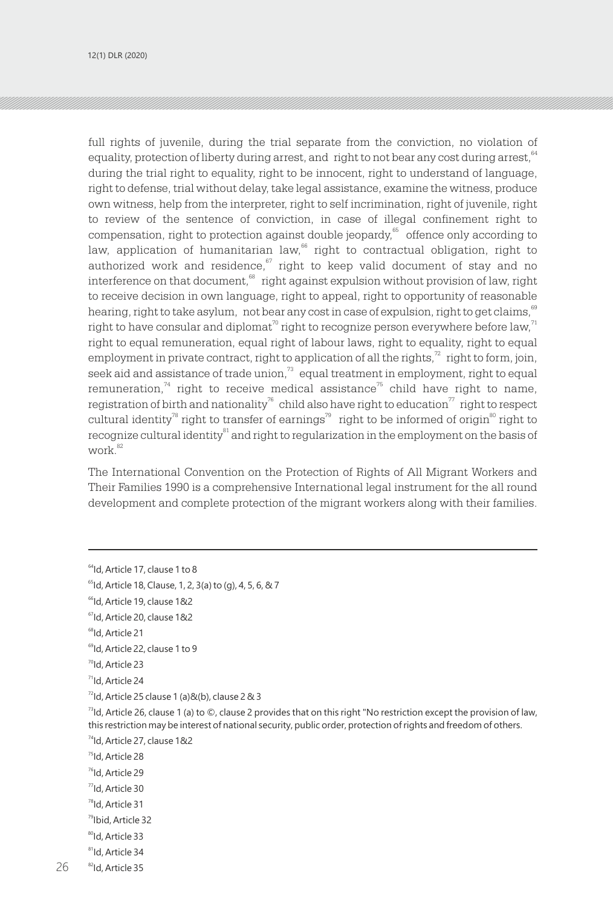full rights of juvenile, during the trial separate from the conviction, no violation of equality, protection of liberty during arrest, and right to not bear any cost during arrest,[64] during the trial right to equality, right to be innocent, right to understand of language, right to defense, trial without delay, take legal assistance, examine the witness, produce own witness, help from the interpreter, right to self incrimination, right of juvenile, right to review of the sentence of conviction, in case of illegal confinement right to compensation, right to protection against double jeopardy,[65] offence only according to law, application of humanitarian law,[66] right to contractual obligation, right to authorized work and residence,[67] right to keep valid document of stay and no interference on that document,[68] right against expulsion without provision of law, right to receive decision in own language, right to appeal, right to opportunity of reasonable hearing, right to take asylum, not bear any cost in case of expulsion, right to get claims,[69] right to have consular and diplomat[70] right to recognize person everywhere before law,[71] right to equal remuneration, equal right of labour laws, right to equality, right to equal employment in private contract, right to application of all the rights,[72] right to form, join, seek aid and assistance of trade union,[73] equal treatment in employment, right to equal remuneration,[74] right to receive medical assistance[75] child have right to name, registration of birth and nationality[76] child also have right to education[77] right to respect cultural identity[78] right to transfer of earnings[79] right to be informed of origin[80] right to recognize cultural identity[81] and right to regularization in the employment on the basis of work.[82]

The International Convention on the Protection of Rights of All Migrant Workers and Their Families 1990 is a comprehensive International legal instrument for the all round development and complete protection of the migrant workers along with their families.

---

[64] Id, Article 17, clause 1 to 8

[65] Id, Article 18, Clause, 1, 2, 3(a) to (g), 4, 5, 6, & 7

[66] Id, Article 19, clause 1&2

[67] Id, Article 20, clause 1&2

[68] Id, Article 21

[69] Id, Article 22, clause 1 to 9

[70] Id, Article 23

[71] Id, Article 24

[72] Id, Article 25 clause 1 (a)&(b), clause 2 & 3

[73] Id, Article 26, clause 1 (a) to ©, clause 2 provides that on this right "No restriction except the provision of law, this restriction may be interest of national security, public order, protection of rights and freedom of others.

[74] Id, Article 27, clause 1&2

[75] Id, Article 28

[76] Id, Article 29

[77] Id, Article 30

[78] Id, Article 31

[79] Ibid, Article 32

[80] Id, Article 33

[81] Id, Article 34

[82] Id, Article 35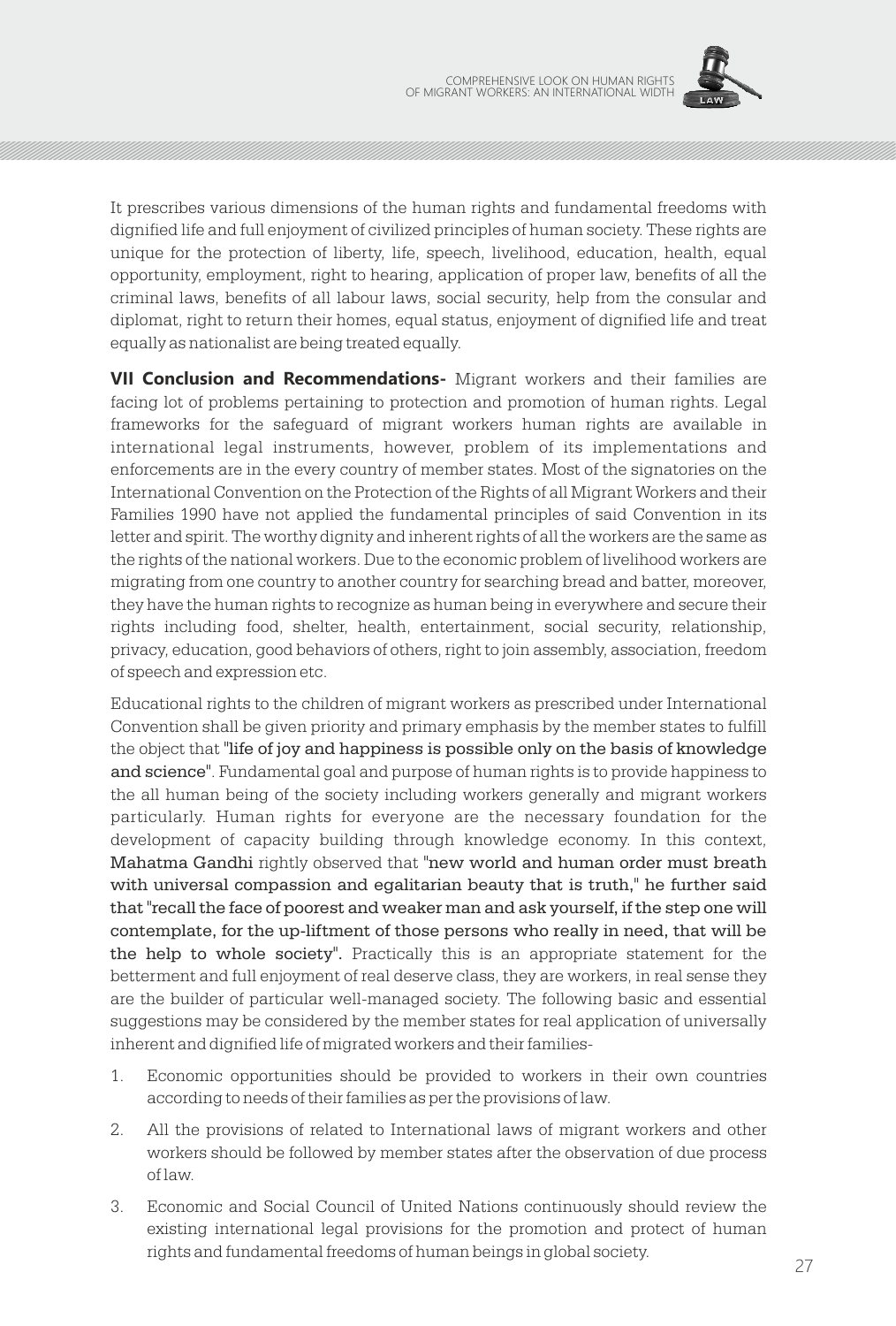It prescribes various dimensions of the human rights and fundamental freedoms with dignified life and full enjoyment of civilized principles of human society. These rights are unique for the protection of liberty, life, speech, livelihood, education, health, equal opportunity, employment, right to hearing, application of proper law, benefits of all the criminal laws, benefits of all labour laws, social security, help from the consular and diplomat, right to return their homes, equal status, enjoyment of dignified life and treat equally as nationalist are being treated equally.

**VII Conclusion and Recommendations-** Migrant workers and their families are facing lot of problems pertaining to protection and promotion of human rights. Legal frameworks for the safeguard of migrant workers human rights are available in international legal instruments, however, problem of its implementations and enforcements are in the every country of member states. Most of the signatories on the International Convention on the Protection of the Rights of all Migrant Workers and their Families 1990 have not applied the fundamental principles of said Convention in its letter and spirit. The worthy dignity and inherent rights of all the workers are the same as the rights of the national workers. Due to the economic problem of livelihood workers are migrating from one country to another country for searching bread and batter, moreover, they have the human rights to recognize as human being in everywhere and secure their rights including food, shelter, health, entertainment, social security, relationship, privacy, education, good behaviors of others, right to join assembly, association, freedom of speech and expression etc.

Educational rights to the children of migrant workers as prescribed under International Convention shall be given priority and primary emphasis by the member states to fulfill the object that "life of joy and happiness is possible only on the basis of knowledge and science". Fundamental goal and purpose of human rights is to provide happiness to the all human being of the society including workers generally and migrant workers particularly. Human rights for everyone are the necessary foundation for the development of capacity building through knowledge economy. In this context, Mahatma Gandhi rightly observed that "new world and human order must breath with universal compassion and egalitarian beauty that is truth," he further said that "recall the face of poorest and weaker man and ask yourself, if the step one will contemplate, for the up-liftment of those persons who really in need, that will be the help to whole society". Practically this is an appropriate statement for the betterment and full enjoyment of real deserve class, they are workers, in real sense they are the builder of particular well-managed society. The following basic and essential suggestions may be considered by the member states for real application of universally inherent and dignified life of migrated workers and their families-

1. Economic opportunities should be provided to workers in their own countries according to needs of their families as per the provisions of law.
2. All the provisions of related to International laws of migrant workers and other workers should be followed by member states after the observation of due process of law.
3. Economic and Social Council of United Nations continuously should review the existing international legal provisions for the promotion and protect of human rights and fundamental freedoms of human beings in global society.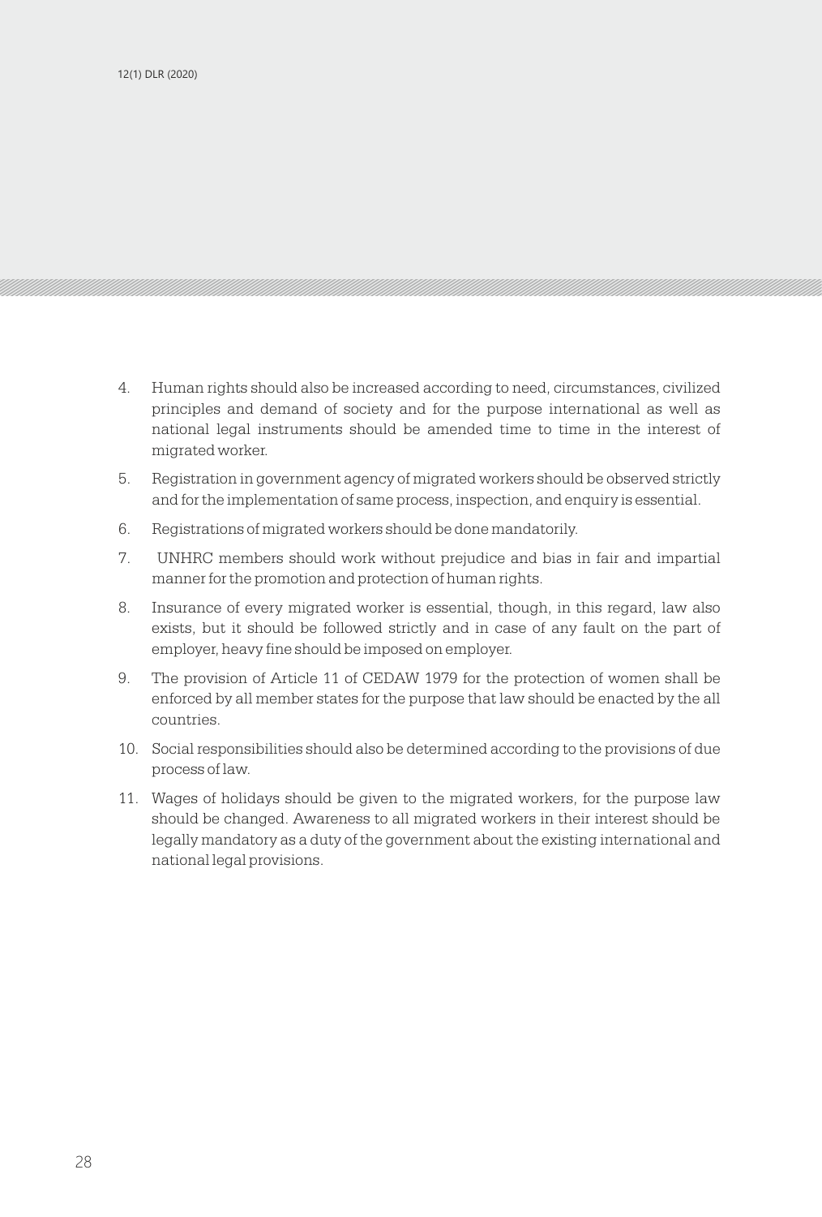4. Human rights should also be increased according to need, circumstances, civilized principles and demand of society and for the purpose international as well as national legal instruments should be amended time to time in the interest of migrated worker.
5. Registration in government agency of migrated workers should be observed strictly and for the implementation of same process, inspection, and enquiry is essential.
6. Registrations of migrated workers should be done mandatorily.
7. UNHRC members should work without prejudice and bias in fair and impartial manner for the promotion and protection of human rights.
8. Insurance of every migrated worker is essential, though, in this regard, law also exists, but it should be followed strictly and in case of any fault on the part of employer, heavy fine should be imposed on employer.
9. The provision of Article 11 of CEDAW 1979 for the protection of women shall be enforced by all member states for the purpose that law should be enacted by the all countries.
10. Social responsibilities should also be determined according to the provisions of due process of law.
11. Wages of holidays should be given to the migrated workers, for the purpose law should be changed. Awareness to all migrated workers in their interest should be legally mandatory as a duty of the government about the existing international and national legal provisions.